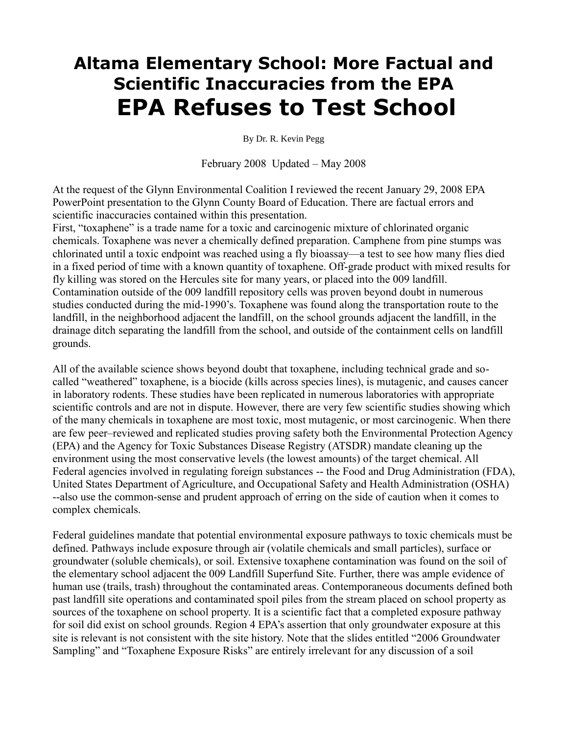# Altama Elementary School: More Factual and Scientific Inaccuracies from the EPA

# EPA Refuses to Test School

By Dr. R. Kevin Pegg

February 2008 Updated – May 2008

At the request of the Glynn Environmental Coalition I reviewed the recent January 29, 2008 EPA PowerPoint presentation to the Glynn County Board of Education. There are factual errors and scientific inaccuracies contained within this presentation.

First, "toxaphene" is a trade name for a toxic and carcinogenic mixture of chlorinated organic chemicals. Toxaphene was never a chemically defined preparation. Camphene from pine stumps was chlorinated until a toxic endpoint was reached using a fly bioassay—a test to see how many flies died in a fixed period of time with a known quantity of toxaphene. Off-grade product with mixed results for fly killing was stored on the Hercules site for many years, or placed into the 009 landfill. Contamination outside of the 009 landfill repository cells was proven beyond doubt in numerous studies conducted during the mid-1990's. Toxaphene was found along the transportation route to the landfill, in the neighborhood adjacent the landfill, on the school grounds adjacent the landfill, in the drainage ditch separating the landfill from the school, and outside of the containment cells on landfill grounds.

All of the available science shows beyond doubt that toxaphene, including technical grade and so-called "weathered" toxaphene, is a biocide (kills across species lines), is mutagenic, and causes cancer in laboratory rodents. These studies have been replicated in numerous laboratories with appropriate scientific controls and are not in dispute. However, there are very few scientific studies showing which of the many chemicals in toxaphene are most toxic, most mutagenic, or most carcinogenic. When there are few peer–reviewed and replicated studies proving safety both the Environmental Protection Agency (EPA) and the Agency for Toxic Substances Disease Registry (ATSDR) mandate cleaning up the environment using the most conservative levels (the lowest amounts) of the target chemical. All Federal agencies involved in regulating foreign substances -- the Food and Drug Administration (FDA), United States Department of Agriculture, and Occupational Safety and Health Administration (OSHA) --also use the common-sense and prudent approach of erring on the side of caution when it comes to complex chemicals.

Federal guidelines mandate that potential environmental exposure pathways to toxic chemicals must be defined. Pathways include exposure through air (volatile chemicals and small particles), surface or groundwater (soluble chemicals), or soil. Extensive toxaphene contamination was found on the soil of the elementary school adjacent the 009 Landfill Superfund Site. Further, there was ample evidence of human use (trails, trash) throughout the contaminated areas. Contemporaneous documents defined both past landfill site operations and contaminated spoil piles from the stream placed on school property as sources of the toxaphene on school property. It is a scientific fact that a completed exposure pathway for soil did exist on school grounds. Region 4 EPA's assertion that only groundwater exposure at this site is relevant is not consistent with the site history. Note that the slides entitled "2006 Groundwater Sampling" and "Toxaphene Exposure Risks" are entirely irrelevant for any discussion of a soil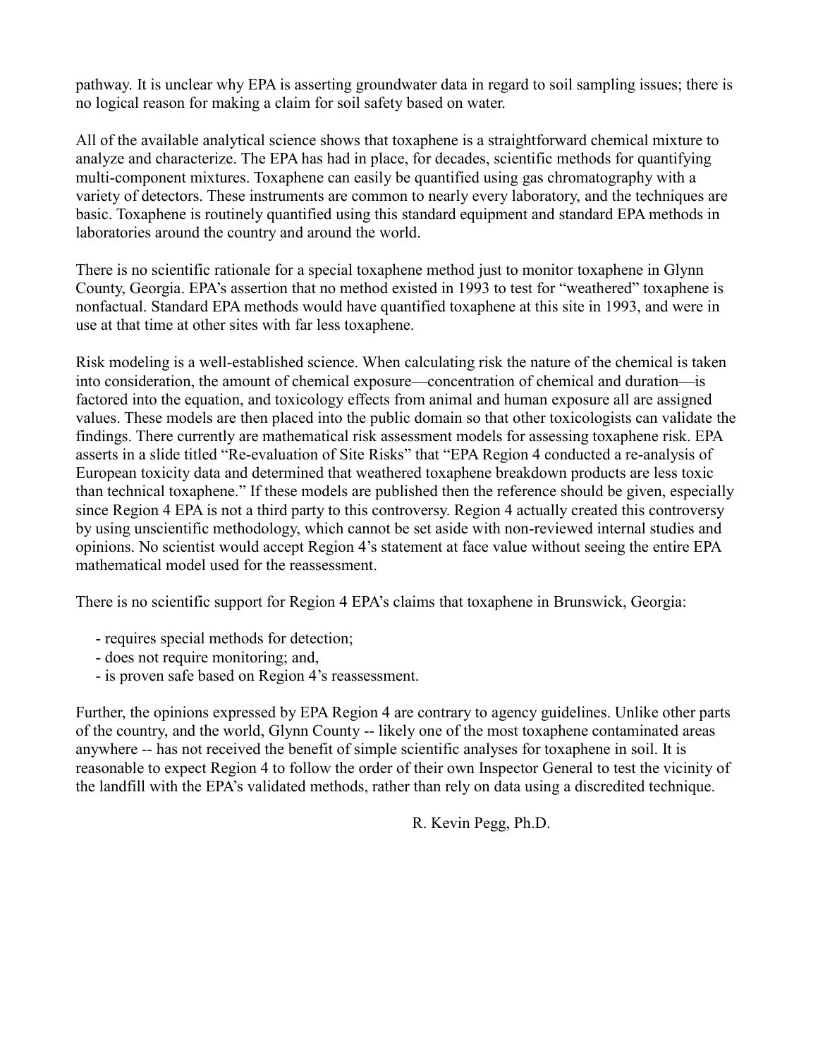pathway. It is unclear why EPA is asserting groundwater data in regard to soil sampling issues; there is no logical reason for making a claim for soil safety based on water.

All of the available analytical science shows that toxaphene is a straightforward chemical mixture to analyze and characterize. The EPA has had in place, for decades, scientific methods for quantifying multi-component mixtures. Toxaphene can easily be quantified using gas chromatography with a variety of detectors. These instruments are common to nearly every laboratory, and the techniques are basic. Toxaphene is routinely quantified using this standard equipment and standard EPA methods in laboratories around the country and around the world.

There is no scientific rationale for a special toxaphene method just to monitor toxaphene in Glynn County, Georgia. EPA's assertion that no method existed in 1993 to test for "weathered" toxaphene is nonfactual. Standard EPA methods would have quantified toxaphene at this site in 1993, and were in use at that time at other sites with far less toxaphene.

Risk modeling is a well-established science. When calculating risk the nature of the chemical is taken into consideration, the amount of chemical exposure—concentration of chemical and duration—is factored into the equation, and toxicology effects from animal and human exposure all are assigned values. These models are then placed into the public domain so that other toxicologists can validate the findings. There currently are mathematical risk assessment models for assessing toxaphene risk. EPA asserts in a slide titled "Re-evaluation of Site Risks" that "EPA Region 4 conducted a re-analysis of European toxicity data and determined that weathered toxaphene breakdown products are less toxic than technical toxaphene." If these models are published then the reference should be given, especially since Region 4 EPA is not a third party to this controversy. Region 4 actually created this controversy by using unscientific methodology, which cannot be set aside with non-reviewed internal studies and opinions. No scientist would accept Region 4's statement at face value without seeing the entire EPA mathematical model used for the reassessment.

There is no scientific support for Region 4 EPA's claims that toxaphene in Brunswick, Georgia:

- requires special methods for detection;
- does not require monitoring; and,
- is proven safe based on Region 4's reassessment.

Further, the opinions expressed by EPA Region 4 are contrary to agency guidelines. Unlike other parts of the country, and the world, Glynn County -- likely one of the most toxaphene contaminated areas anywhere -- has not received the benefit of simple scientific analyses for toxaphene in soil. It is reasonable to expect Region 4 to follow the order of their own Inspector General to test the vicinity of the landfill with the EPA's validated methods, rather than rely on data using a discredited technique.

R. Kevin Pegg, Ph.D.